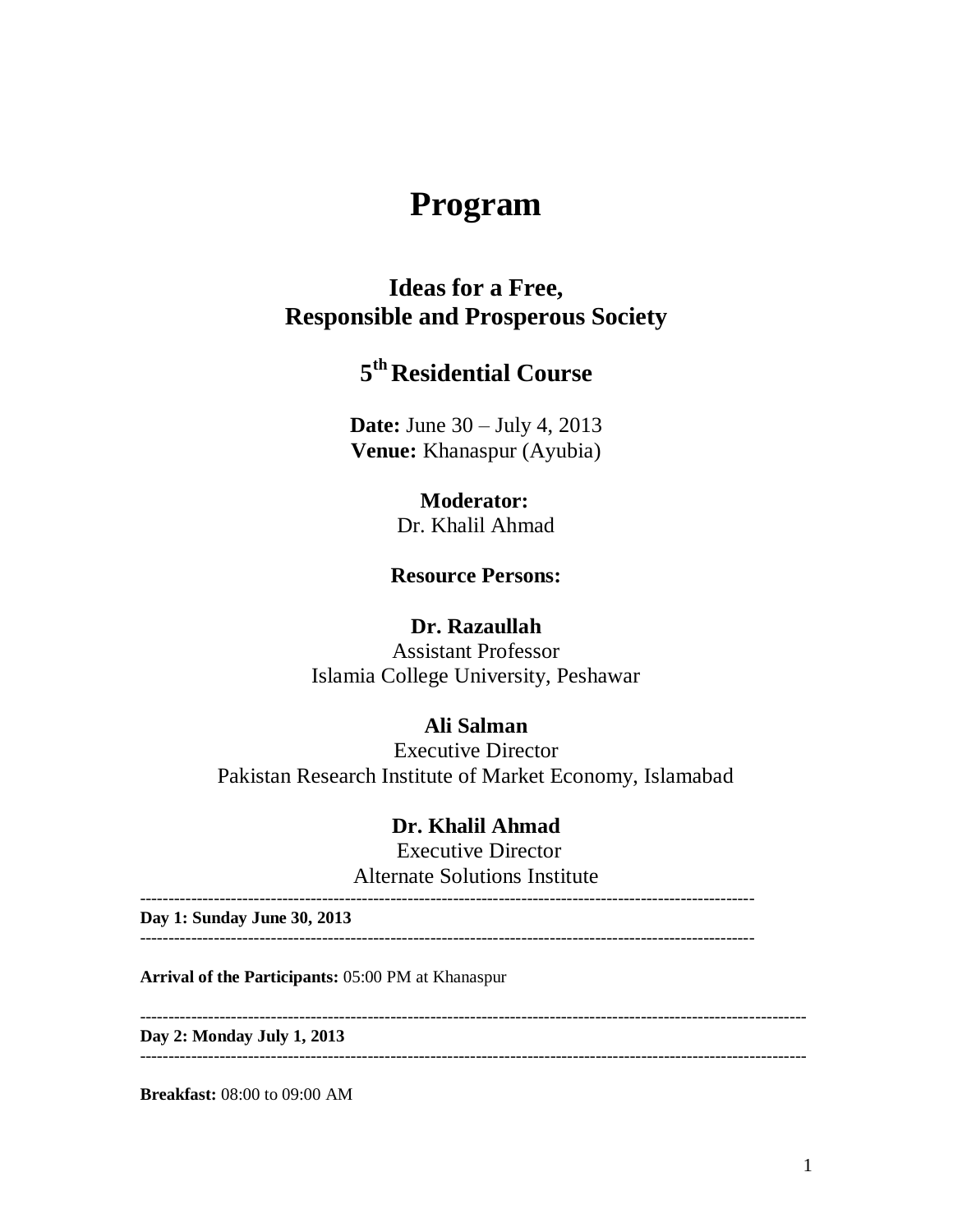# Program

## Ideas for a Free, Responsible and Prosperous Society

## 5th Residential Course

**Date:** June 30 – July 4, 2013
**Venue:** Khanaspur (Ayubia)

**Moderator:**
Dr. Khalil Ahmad

**Resource Persons:**

**Dr. Razaullah**
Assistant Professor
Islamia College University, Peshawar

**Ali Salman**
Executive Director
Pakistan Research Institute of Market Economy, Islamabad

**Dr. Khalil Ahmad**
Executive Director
Alternate Solutions Institute

---

**Day 1: Sunday June 30, 2013**

---

**Arrival of the Participants:** 05:00 PM at Khanaspur

---

**Day 2: Monday July 1, 2013**

---

**Breakfast:** 08:00 to 09:00 AM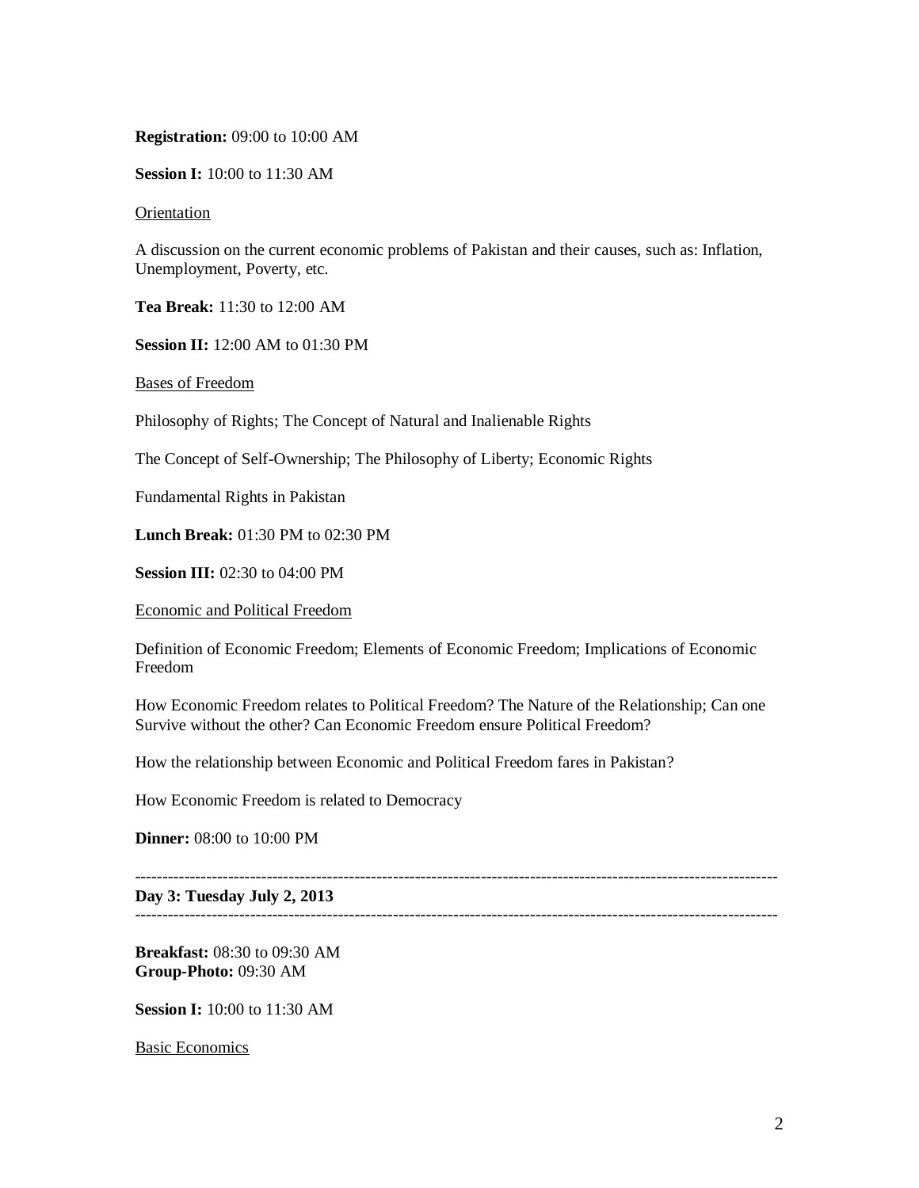**Registration:** 09:00 to 10:00 AM

**Session I:** 10:00 to 11:30 AM

Orientation

A discussion on the current economic problems of Pakistan and their causes, such as: Inflation, Unemployment, Poverty, etc.

**Tea Break:** 11:30 to 12:00 AM

**Session II:** 12:00 AM to 01:30 PM

Bases of Freedom

Philosophy of Rights; The Concept of Natural and Inalienable Rights

The Concept of Self-Ownership; The Philosophy of Liberty; Economic Rights

Fundamental Rights in Pakistan

**Lunch Break:** 01:30 PM to 02:30 PM

**Session III:** 02:30 to 04:00 PM

Economic and Political Freedom

Definition of Economic Freedom; Elements of Economic Freedom; Implications of Economic Freedom

How Economic Freedom relates to Political Freedom? The Nature of the Relationship; Can one Survive without the other? Can Economic Freedom ensure Political Freedom?

How the relationship between Economic and Political Freedom fares in Pakistan?

How Economic Freedom is related to Democracy

**Dinner:** 08:00 to 10:00 PM

---

**Day 3: Tuesday July 2, 2013**

---

**Breakfast:** 08:30 to 09:30 AM
**Group-Photo:** 09:30 AM

**Session I:** 10:00 to 11:30 AM

Basic Economics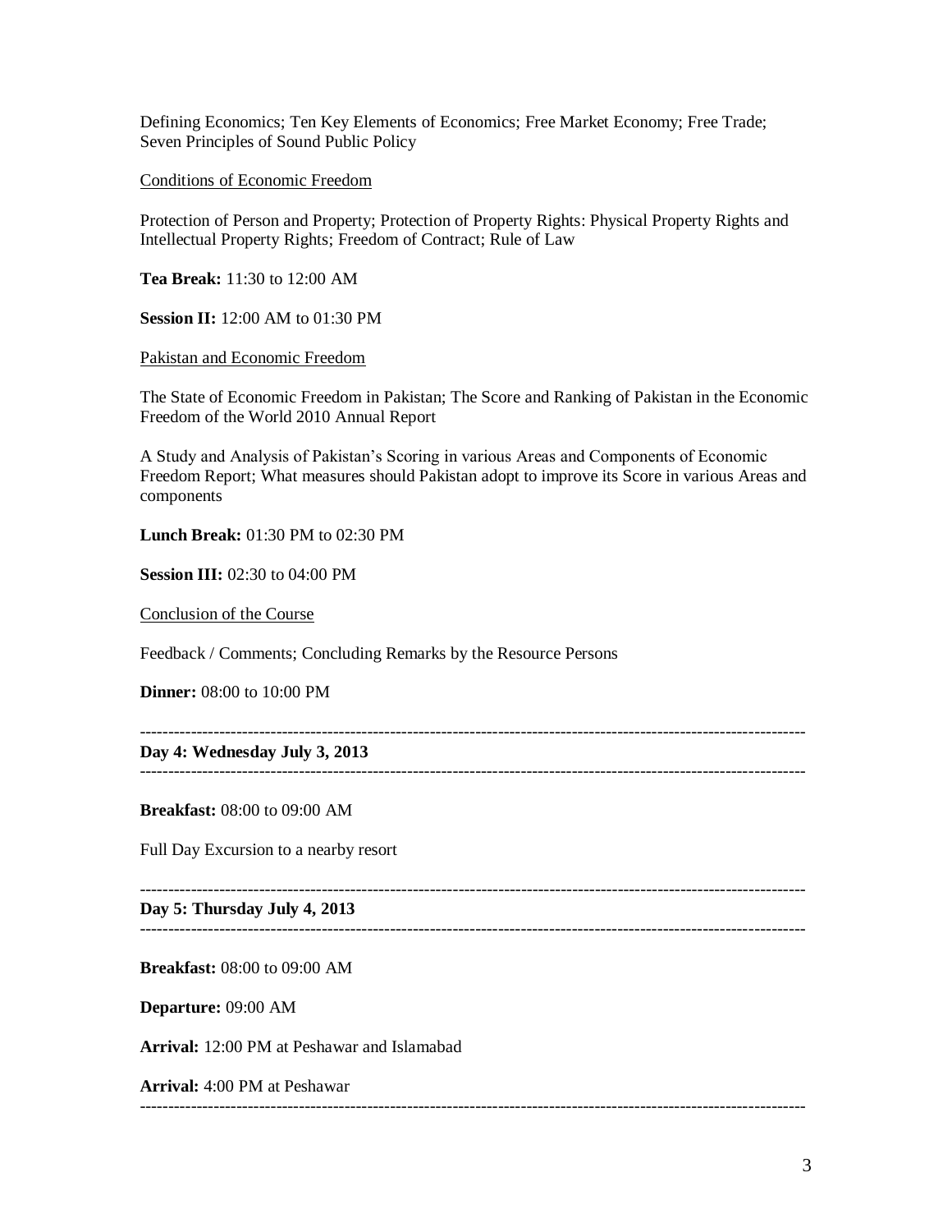Defining Economics; Ten Key Elements of Economics; Free Market Economy; Free Trade; Seven Principles of Sound Public Policy

Conditions of Economic Freedom

Protection of Person and Property; Protection of Property Rights: Physical Property Rights and Intellectual Property Rights; Freedom of Contract; Rule of Law

**Tea Break:** 11:30 to 12:00 AM

**Session II:** 12:00 AM to 01:30 PM

Pakistan and Economic Freedom

The State of Economic Freedom in Pakistan; The Score and Ranking of Pakistan in the Economic Freedom of the World 2010 Annual Report

A Study and Analysis of Pakistan's Scoring in various Areas and Components of Economic Freedom Report; What measures should Pakistan adopt to improve its Score in various Areas and components

**Lunch Break:** 01:30 PM to 02:30 PM

**Session III:** 02:30 to 04:00 PM

Conclusion of the Course

Feedback / Comments; Concluding Remarks by the Resource Persons

**Dinner:** 08:00 to 10:00 PM

---

**Day 4: Wednesday July 3, 2013**

---

**Breakfast:** 08:00 to 09:00 AM

Full Day Excursion to a nearby resort

---

**Day 5: Thursday July 4, 2013**

---

**Breakfast:** 08:00 to 09:00 AM

**Departure:** 09:00 AM

**Arrival:** 12:00 PM at Peshawar and Islamabad

**Arrival:** 4:00 PM at Peshawar

---